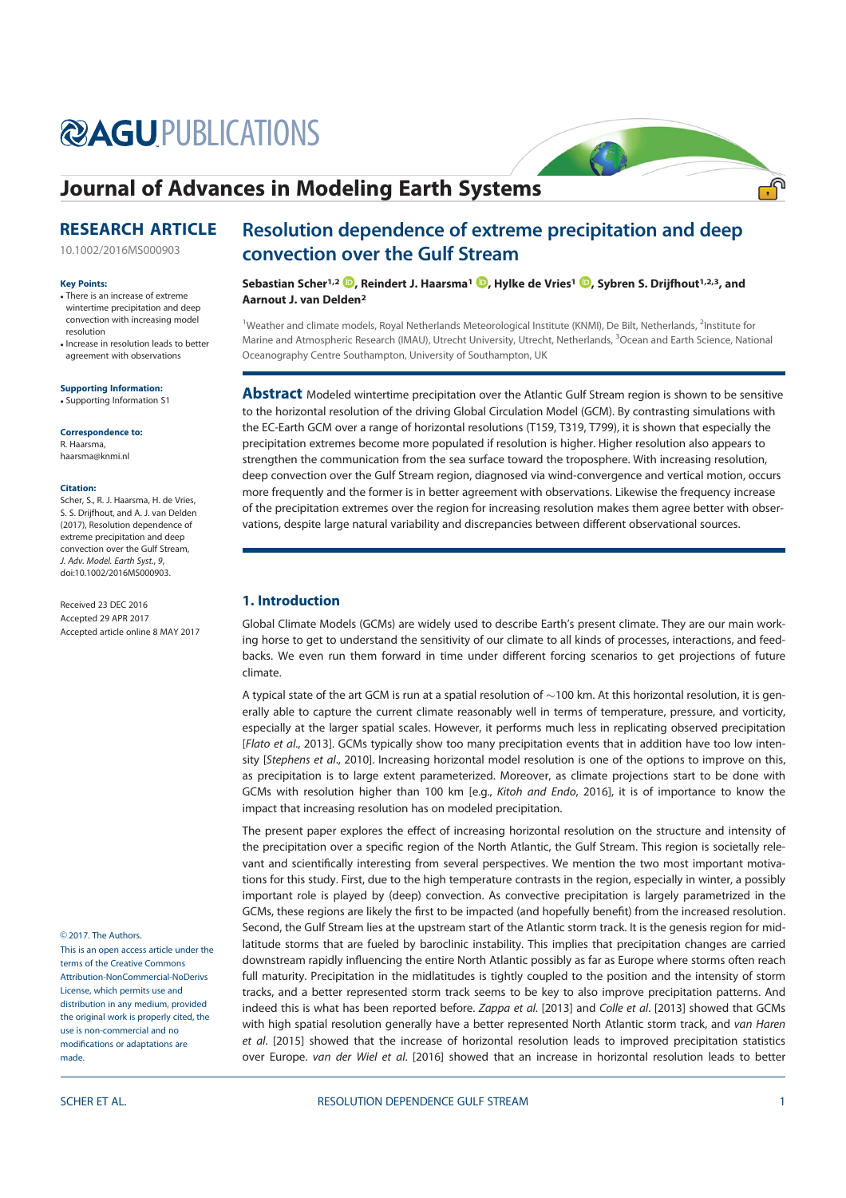# AGU PUBLICATIONS

## Journal of Advances in Modeling Earth Systems

**RESEARCH ARTICLE**

10.1002/2016MS000903

**Key Points:**

- There is an increase of extreme wintertime precipitation and deep convection with increasing model resolution
- Increase in resolution leads to better agreement with observations

**Supporting Information:**

- Supporting Information S1

**Correspondence to:**

R. Haarsma,
haarsma@knmi.nl

**Citation:**

Scher, S., R. J. Haarsma, H. de Vries, S. S. Drijfhout, and A. J. van Delden (2017), Resolution dependence of extreme precipitation and deep convection over the Gulf Stream, *J. Adv. Model. Earth Syst.*, *9*, doi:10.1002/2016MS000903.

Received 23 DEC 2016
Accepted 29 APR 2017
Accepted article online 8 MAY 2017

© 2017. The Authors.

This is an open access article under the terms of the Creative Commons Attribution-NonCommercial-NoDerivs License, which permits use and distribution in any medium, provided the original work is properly cited, the use is non-commercial and no modifications or adaptations are made.

# Resolution dependence of extreme precipitation and deep convection over the Gulf Stream

**Sebastian Scher[1,2], Reindert J. Haarsma[1], Hylke de Vries[1], Sybren S. Drijfhout[1,2,3], and Aarnout J. van Delden[2]**

[1]Weather and climate models, Royal Netherlands Meteorological Institute (KNMI), De Bilt, Netherlands, [2]Institute for Marine and Atmospheric Research (IMAU), Utrecht University, Utrecht, Netherlands, [3]Ocean and Earth Science, National Oceanography Centre Southampton, University of Southampton, UK

**Abstract** Modeled wintertime precipitation over the Atlantic Gulf Stream region is shown to be sensitive to the horizontal resolution of the driving Global Circulation Model (GCM). By contrasting simulations with the EC-Earth GCM over a range of horizontal resolutions (T159, T319, T799), it is shown that especially the precipitation extremes become more populated if resolution is higher. Higher resolution also appears to strengthen the communication from the sea surface toward the troposphere. With increasing resolution, deep convection over the Gulf Stream region, diagnosed via wind-convergence and vertical motion, occurs more frequently and the former is in better agreement with observations. Likewise the frequency increase of the precipitation extremes over the region for increasing resolution makes them agree better with observations, despite large natural variability and discrepancies between different observational sources.

## 1. Introduction

Global Climate Models (GCMs) are widely used to describe Earth's present climate. They are our main working horse to get to understand the sensitivity of our climate to all kinds of processes, interactions, and feedbacks. We even run them forward in time under different forcing scenarios to get projections of future climate.

A typical state of the art GCM is run at a spatial resolution of ~100 km. At this horizontal resolution, it is generally able to capture the current climate reasonably well in terms of temperature, pressure, and vorticity, especially at the larger spatial scales. However, it performs much less in replicating observed precipitation [*Flato et al*., 2013]. GCMs typically show too many precipitation events that in addition have too low intensity [*Stephens et al*., 2010]. Increasing horizontal model resolution is one of the options to improve on this, as precipitation is to large extent parameterized. Moreover, as climate projections start to be done with GCMs with resolution higher than 100 km [e.g., *Kitoh and Endo*, 2016], it is of importance to know the impact that increasing resolution has on modeled precipitation.

The present paper explores the effect of increasing horizontal resolution on the structure and intensity of the precipitation over a specific region of the North Atlantic, the Gulf Stream. This region is societally relevant and scientifically interesting from several perspectives. We mention the two most important motivations for this study. First, due to the high temperature contrasts in the region, especially in winter, a possibly important role is played by (deep) convection. As convective precipitation is largely parametrized in the GCMs, these regions are likely the first to be impacted (and hopefully benefit) from the increased resolution. Second, the Gulf Stream lies at the upstream start of the Atlantic storm track. It is the genesis region for midlatitude storms that are fueled by baroclinic instability. This implies that precipitation changes are carried downstream rapidly influencing the entire North Atlantic possibly as far as Europe where storms often reach full maturity. Precipitation in the midlatitudes is tightly coupled to the position and the intensity of storm tracks, and a better represented storm track seems to be key to also improve precipitation patterns. And indeed this is what has been reported before. *Zappa et al*. [2013] and *Colle et al*. [2013] showed that GCMs with high spatial resolution generally have a better represented North Atlantic storm track, and *van Haren et al*. [2015] showed that the increase of horizontal resolution leads to improved precipitation statistics over Europe. *van der Wiel et al*. [2016] showed that an increase in horizontal resolution leads to better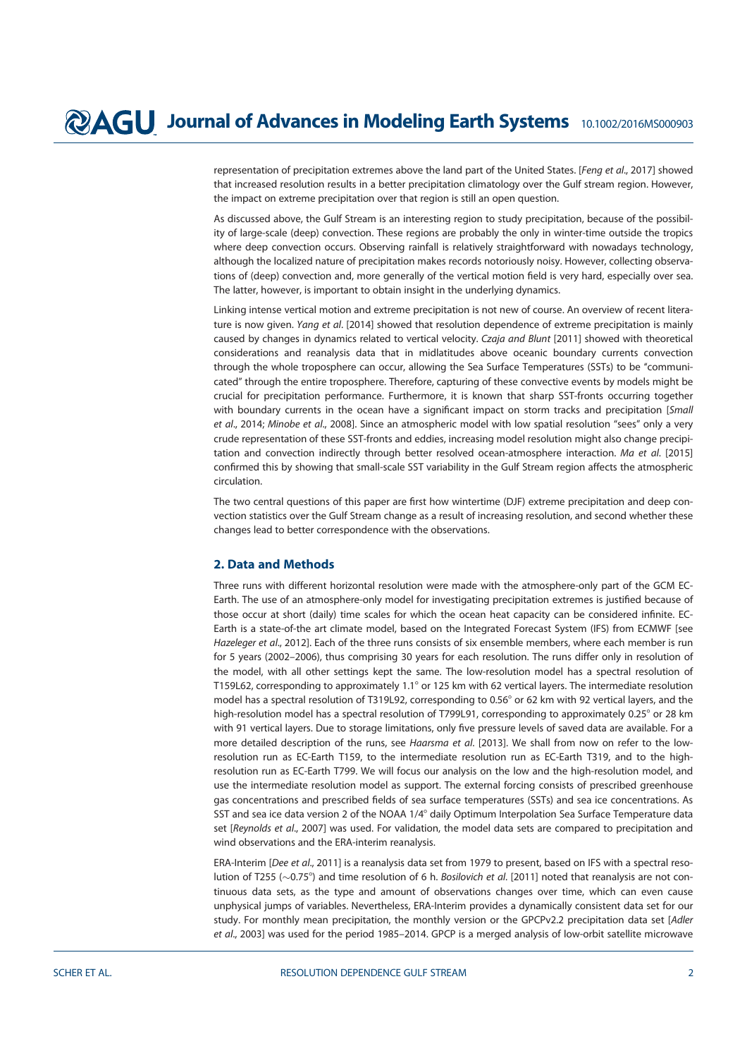representation of precipitation extremes above the land part of the United States. [*Feng et al*., 2017] showed that increased resolution results in a better precipitation climatology over the Gulf stream region. However, the impact on extreme precipitation over that region is still an open question.

As discussed above, the Gulf Stream is an interesting region to study precipitation, because of the possibility of large-scale (deep) convection. These regions are probably the only in winter-time outside the tropics where deep convection occurs. Observing rainfall is relatively straightforward with nowadays technology, although the localized nature of precipitation makes records notoriously noisy. However, collecting observations of (deep) convection and, more generally of the vertical motion field is very hard, especially over sea. The latter, however, is important to obtain insight in the underlying dynamics.

Linking intense vertical motion and extreme precipitation is not new of course. An overview of recent literature is now given. *Yang et al*. [2014] showed that resolution dependence of extreme precipitation is mainly caused by changes in dynamics related to vertical velocity. *Czaja and Blunt* [2011] showed with theoretical considerations and reanalysis data that in midlatitudes above oceanic boundary currents convection through the whole troposphere can occur, allowing the Sea Surface Temperatures (SSTs) to be "communicated" through the entire troposphere. Therefore, capturing of these convective events by models might be crucial for precipitation performance. Furthermore, it is known that sharp SST-fronts occurring together with boundary currents in the ocean have a significant impact on storm tracks and precipitation [*Small et al*., 2014; *Minobe et al*., 2008]. Since an atmospheric model with low spatial resolution "sees" only a very crude representation of these SST-fronts and eddies, increasing model resolution might also change precipitation and convection indirectly through better resolved ocean-atmosphere interaction. *Ma et al*. [2015] confirmed this by showing that small-scale SST variability in the Gulf Stream region affects the atmospheric circulation.

The two central questions of this paper are first how wintertime (DJF) extreme precipitation and deep convection statistics over the Gulf Stream change as a result of increasing resolution, and second whether these changes lead to better correspondence with the observations.

## 2. Data and Methods

Three runs with different horizontal resolution were made with the atmosphere-only part of the GCM EC-Earth. The use of an atmosphere-only model for investigating precipitation extremes is justified because of those occur at short (daily) time scales for which the ocean heat capacity can be considered infinite. EC-Earth is a state-of-the art climate model, based on the Integrated Forecast System (IFS) from ECMWF [see *Hazeleger et al*., 2012]. Each of the three runs consists of six ensemble members, where each member is run for 5 years (2002–2006), thus comprising 30 years for each resolution. The runs differ only in resolution of the model, with all other settings kept the same. The low-resolution model has a spectral resolution of T159L62, corresponding to approximately 1.1° or 125 km with 62 vertical layers. The intermediate resolution model has a spectral resolution of T319L92, corresponding to 0.56° or 62 km with 92 vertical layers, and the high-resolution model has a spectral resolution of T799L91, corresponding to approximately 0.25° or 28 km with 91 vertical layers. Due to storage limitations, only five pressure levels of saved data are available. For a more detailed description of the runs, see *Haarsma et al*. [2013]. We shall from now on refer to the low-resolution run as EC-Earth T159, to the intermediate resolution run as EC-Earth T319, and to the high-resolution run as EC-Earth T799. We will focus our analysis on the low and the high-resolution model, and use the intermediate resolution model as support. The external forcing consists of prescribed greenhouse gas concentrations and prescribed fields of sea surface temperatures (SSTs) and sea ice concentrations. As SST and sea ice data version 2 of the NOAA 1/4° daily Optimum Interpolation Sea Surface Temperature data set [*Reynolds et al*., 2007] was used. For validation, the model data sets are compared to precipitation and wind observations and the ERA-interim reanalysis.

ERA-Interim [*Dee et al*., 2011] is a reanalysis data set from 1979 to present, based on IFS with a spectral resolution of T255 (~0.75°) and time resolution of 6 h. *Bosilovich et al*. [2011] noted that reanalysis are not continuous data sets, as the type and amount of observations changes over time, which can even cause unphysical jumps of variables. Nevertheless, ERA-Interim provides a dynamically consistent data set for our study. For monthly mean precipitation, the monthly version or the GPCPv2.2 precipitation data set [*Adler et al*., 2003] was used for the period 1985–2014. GPCP is a merged analysis of low-orbit satellite microwave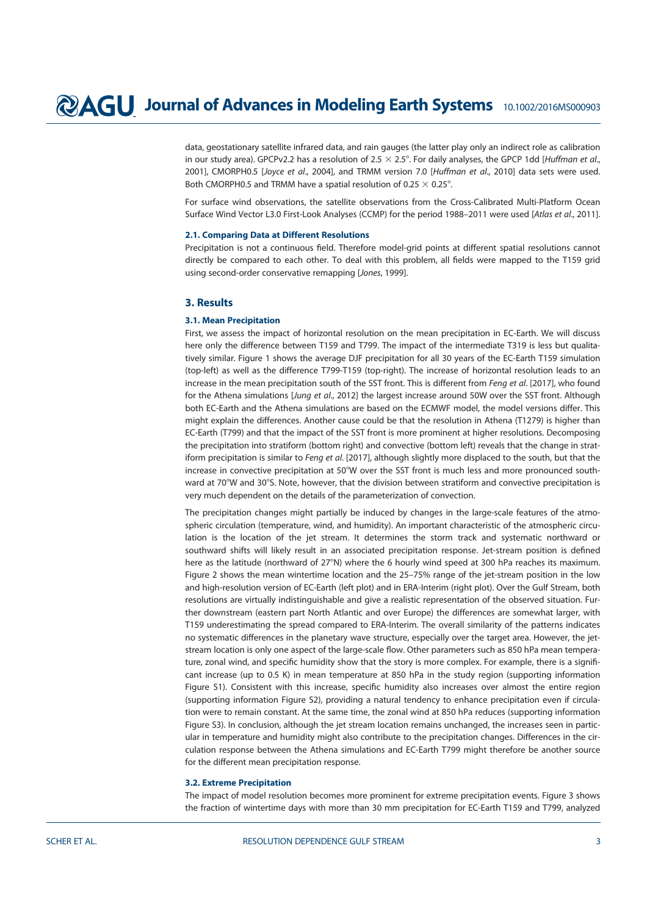data, geostationary satellite infrared data, and rain gauges (the latter play only an indirect role as calibration in our study area). GPCPv2.2 has a resolution of 2.5 × 2.5°. For daily analyses, the GPCP 1dd [*Huffman et al.*, 2001], CMORPH0.5 [*Joyce et al.*, 2004], and TRMM version 7.0 [*Huffman et al.*, 2010] data sets were used. Both CMORPH0.5 and TRMM have a spatial resolution of 0.25 × 0.25°.

For surface wind observations, the satellite observations from the Cross-Calibrated Multi-Platform Ocean Surface Wind Vector L3.0 First-Look Analyses (CCMP) for the period 1988–2011 were used [*Atlas et al.*, 2011].

### 2.1. Comparing Data at Different Resolutions

Precipitation is not a continuous field. Therefore model-grid points at different spatial resolutions cannot directly be compared to each other. To deal with this problem, all fields were mapped to the T159 grid using second-order conservative remapping [*Jones*, 1999].

## 3. Results

### 3.1. Mean Precipitation

First, we assess the impact of horizontal resolution on the mean precipitation in EC-Earth. We will discuss here only the difference between T159 and T799. The impact of the intermediate T319 is less but qualitatively similar. Figure 1 shows the average DJF precipitation for all 30 years of the EC-Earth T159 simulation (top-left) as well as the difference T799-T159 (top-right). The increase of horizontal resolution leads to an increase in the mean precipitation south of the SST front. This is different from *Feng et al*. [2017], who found for the Athena simulations [*Jung et al*., 2012] the largest increase around 50W over the SST front. Although both EC-Earth and the Athena simulations are based on the ECMWF model, the model versions differ. This might explain the differences. Another cause could be that the resolution in Athena (T1279) is higher than EC-Earth (T799) and that the impact of the SST front is more prominent at higher resolutions. Decomposing the precipitation into stratiform (bottom right) and convective (bottom left) reveals that the change in stratiform precipitation is similar to *Feng et al*. [2017], although slightly more displaced to the south, but that the increase in convective precipitation at 50°W over the SST front is much less and more pronounced southward at 70°W and 30°S. Note, however, that the division between stratiform and convective precipitation is very much dependent on the details of the parameterization of convection.

The precipitation changes might partially be induced by changes in the large-scale features of the atmospheric circulation (temperature, wind, and humidity). An important characteristic of the atmospheric circulation is the location of the jet stream. It determines the storm track and systematic northward or southward shifts will likely result in an associated precipitation response. Jet-stream position is defined here as the latitude (northward of 27°N) where the 6 hourly wind speed at 300 hPa reaches its maximum. Figure 2 shows the mean wintertime location and the 25–75% range of the jet-stream position in the low and high-resolution version of EC-Earth (left plot) and in ERA-Interim (right plot). Over the Gulf Stream, both resolutions are virtually indistinguishable and give a realistic representation of the observed situation. Further downstream (eastern part North Atlantic and over Europe) the differences are somewhat larger, with T159 underestimating the spread compared to ERA-Interim. The overall similarity of the patterns indicates no systematic differences in the planetary wave structure, especially over the target area. However, the jet-stream location is only one aspect of the large-scale flow. Other parameters such as 850 hPa mean temperature, zonal wind, and specific humidity show that the story is more complex. For example, there is a significant increase (up to 0.5 K) in mean temperature at 850 hPa in the study region (supporting information Figure S1). Consistent with this increase, specific humidity also increases over almost the entire region (supporting information Figure S2), providing a natural tendency to enhance precipitation even if circulation were to remain constant. At the same time, the zonal wind at 850 hPa reduces (supporting information Figure S3). In conclusion, although the jet stream location remains unchanged, the increases seen in particular in temperature and humidity might also contribute to the precipitation changes. Differences in the circulation response between the Athena simulations and EC-Earth T799 might therefore be another source for the different mean precipitation response.

### 3.2. Extreme Precipitation

The impact of model resolution becomes more prominent for extreme precipitation events. Figure 3 shows the fraction of wintertime days with more than 30 mm precipitation for EC-Earth T159 and T799, analyzed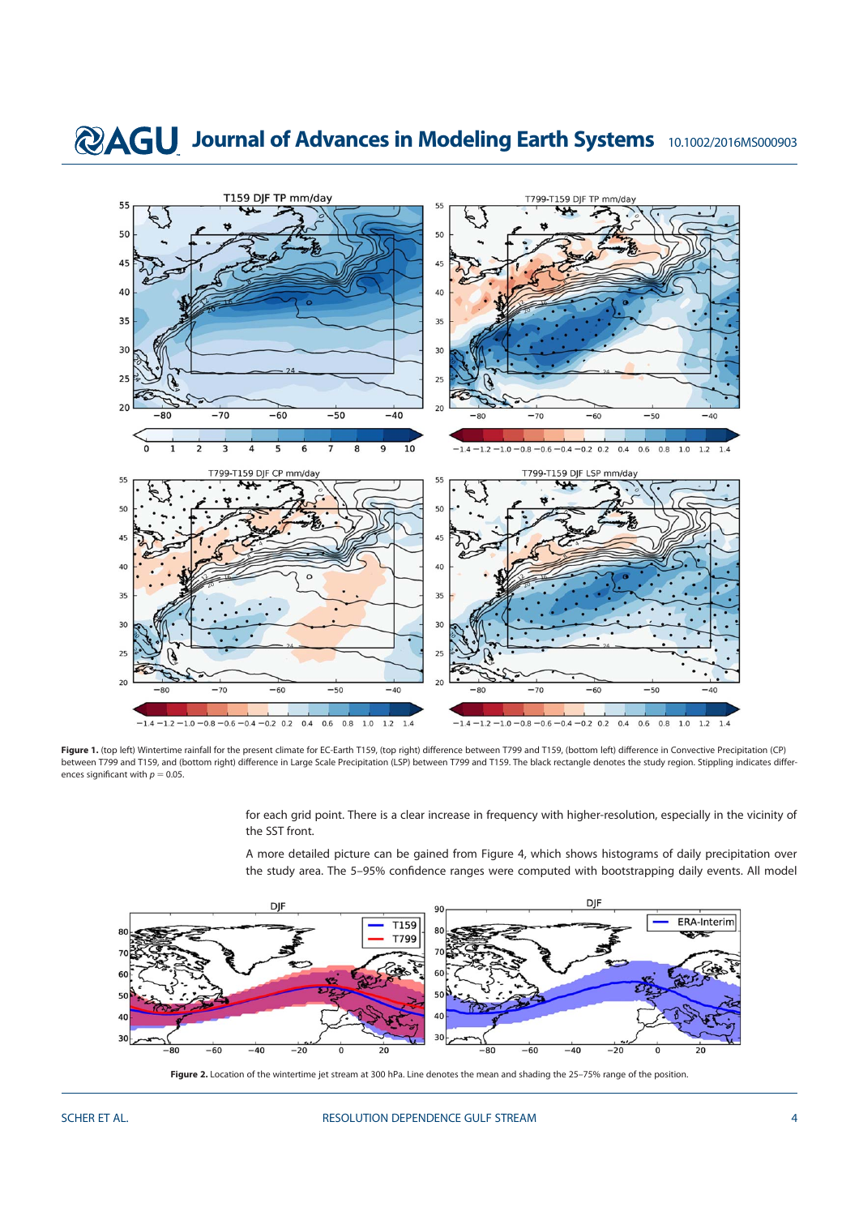**Figure 1.** (top left) Wintertime rainfall for the present climate for EC-Earth T159, (top right) difference between T799 and T159, (bottom left) difference in Convective Precipitation (CP) between T799 and T159, and (bottom right) difference in Large Scale Precipitation (LSP) between T799 and T159. The black rectangle denotes the study region. Stippling indicates differences significant with $p = 0.05$.

for each grid point. There is a clear increase in frequency with higher-resolution, especially in the vicinity of the SST front.

A more detailed picture can be gained from Figure 4, which shows histograms of daily precipitation over the study area. The 5–95% confidence ranges were computed with bootstrapping daily events. All model

**Figure 2.** Location of the wintertime jet stream at 300 hPa. Line denotes the mean and shading the 25–75% range of the position.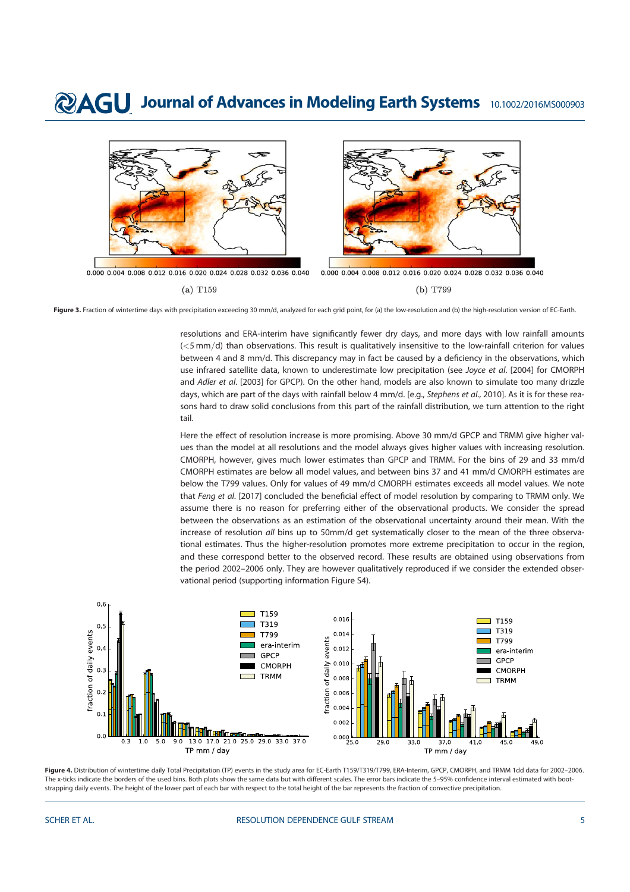Figure 3. Fraction of wintertime days with precipitation exceeding 30 mm/d, analyzed for each grid point, for (a) the low-resolution and (b) the high-resolution version of EC-Earth.

resolutions and ERA-interim have significantly fewer dry days, and more days with low rainfall amounts (<5 mm/d) than observations. This result is qualitatively insensitive to the low-rainfall criterion for values between 4 and 8 mm/d. This discrepancy may in fact be caused by a deficiency in the observations, which use infrared satellite data, known to underestimate low precipitation (see *Joyce et al*. [2004] for CMORPH and *Adler et al*. [2003] for GPCP). On the other hand, models are also known to simulate too many drizzle days, which are part of the days with rainfall below 4 mm/d. [e.g., *Stephens et al*., 2010]. As it is for these reasons hard to draw solid conclusions from this part of the rainfall distribution, we turn attention to the right tail.

Here the effect of resolution increase is more promising. Above 30 mm/d GPCP and TRMM give higher values than the model at all resolutions and the model always gives higher values with increasing resolution. CMORPH, however, gives much lower estimates than GPCP and TRMM. For the bins of 29 and 33 mm/d CMORPH estimates are below all model values, and between bins 37 and 41 mm/d CMORPH estimates are below the T799 values. Only for values of 49 mm/d CMORPH estimates exceeds all model values. We note that *Feng et al*. [2017] concluded the beneficial effect of model resolution by comparing to TRMM only. We assume there is no reason for preferring either of the observational products. We consider the spread between the observations as an estimation of the observational uncertainty around their mean. With the increase of resolution *all* bins up to 50mm/d get systematically closer to the mean of the three observational estimates. Thus the higher-resolution promotes more extreme precipitation to occur in the region, and these correspond better to the observed record. These results are obtained using observations from the period 2002–2006 only. They are however qualitatively reproduced if we consider the extended observational period (supporting information Figure S4).

Figure 4. Distribution of wintertime daily Total Precipitation (TP) events in the study area for EC-Earth T159/T319/T799, ERA-Interim, GPCP, CMORPH, and TRMM 1dd data for 2002–2006. The x-ticks indicate the borders of the used bins. Both plots show the same data but with different scales. The error bars indicate the 5–95% confidence interval estimated with bootstrapping daily events. The height of the lower part of each bar with respect to the total height of the bar represents the fraction of convective precipitation.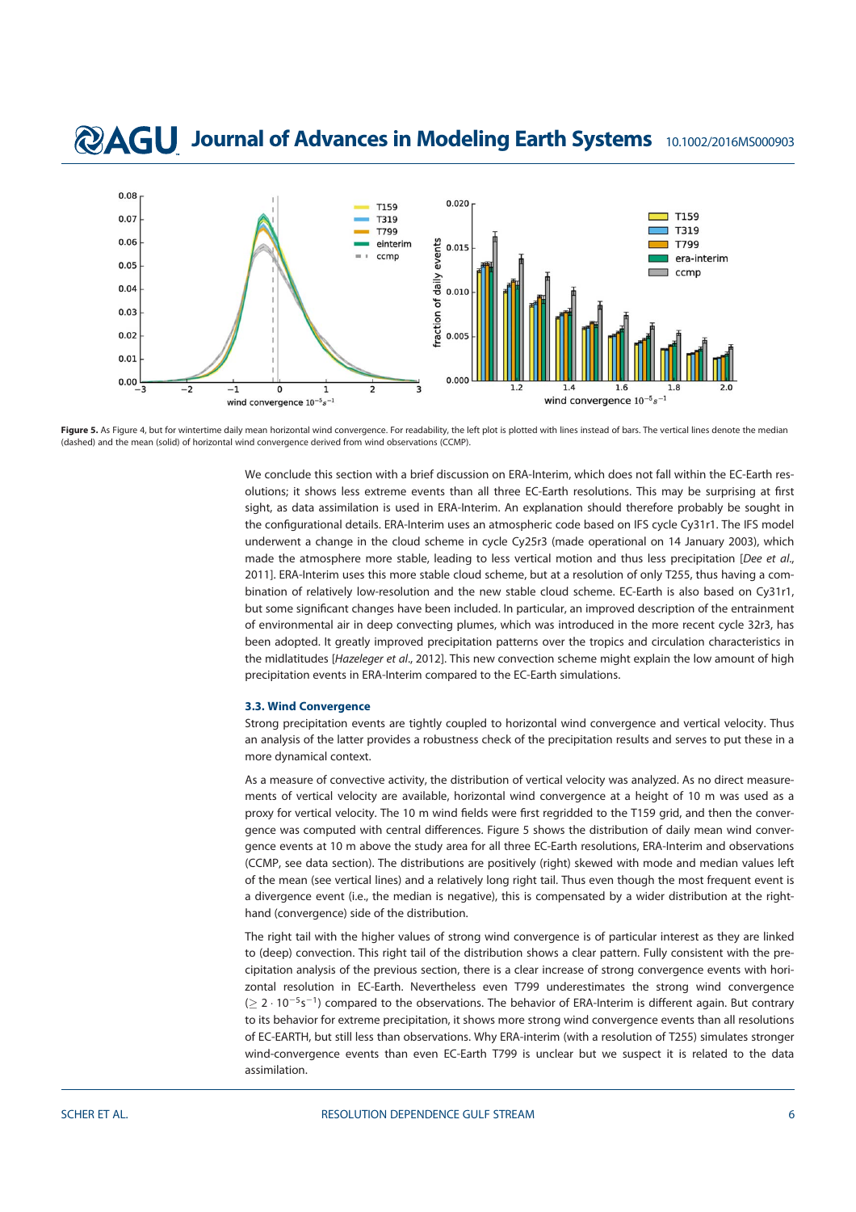**Figure 5.** As Figure 4, but for wintertime daily mean horizontal wind convergence. For readability, the left plot is plotted with lines instead of bars. The vertical lines denote the median (dashed) and the mean (solid) of horizontal wind convergence derived from wind observations (CCMP).

We conclude this section with a brief discussion on ERA-Interim, which does not fall within the EC-Earth resolutions; it shows less extreme events than all three EC-Earth resolutions. This may be surprising at first sight, as data assimilation is used in ERA-Interim. An explanation should therefore probably be sought in the configurational details. ERA-Interim uses an atmospheric code based on IFS cycle Cy31r1. The IFS model underwent a change in the cloud scheme in cycle Cy25r3 (made operational on 14 January 2003), which made the atmosphere more stable, leading to less vertical motion and thus less precipitation [*Dee et al.*, 2011]. ERA-Interim uses this more stable cloud scheme, but at a resolution of only T255, thus having a combination of relatively low-resolution and the new stable cloud scheme. EC-Earth is also based on Cy31r1, but some significant changes have been included. In particular, an improved description of the entrainment of environmental air in deep convecting plumes, which was introduced in the more recent cycle 32r3, has been adopted. It greatly improved precipitation patterns over the tropics and circulation characteristics in the midlatitudes [*Hazeleger et al.*, 2012]. This new convection scheme might explain the low amount of high precipitation events in ERA-Interim compared to the EC-Earth simulations.

### 3.3. Wind Convergence

Strong precipitation events are tightly coupled to horizontal wind convergence and vertical velocity. Thus an analysis of the latter provides a robustness check of the precipitation results and serves to put these in a more dynamical context.

As a measure of convective activity, the distribution of vertical velocity was analyzed. As no direct measurements of vertical velocity are available, horizontal wind convergence at a height of 10 m was used as a proxy for vertical velocity. The 10 m wind fields were first regridded to the T159 grid, and then the convergence was computed with central differences. Figure 5 shows the distribution of daily mean wind convergence events at 10 m above the study area for all three EC-Earth resolutions, ERA-Interim and observations (CCMP, see data section). The distributions are positively (right) skewed with mode and median values left of the mean (see vertical lines) and a relatively long right tail. Thus even though the most frequent event is a divergence event (i.e., the median is negative), this is compensated by a wider distribution at the right-hand (convergence) side of the distribution.

The right tail with the higher values of strong wind convergence is of particular interest as they are linked to (deep) convection. This right tail of the distribution shows a clear pattern. Fully consistent with the precipitation analysis of the previous section, there is a clear increase of strong convergence events with horizontal resolution in EC-Earth. Nevertheless even T799 underestimates the strong wind convergence ($\geq 2 \cdot 10^{-5} s^{-1}$) compared to the observations. The behavior of ERA-Interim is different again. But contrary to its behavior for extreme precipitation, it shows more strong wind convergence events than all resolutions of EC-EARTH, but still less than observations. Why ERA-interim (with a resolution of T255) simulates stronger wind-convergence events than even EC-Earth T799 is unclear but we suspect it is related to the data assimilation.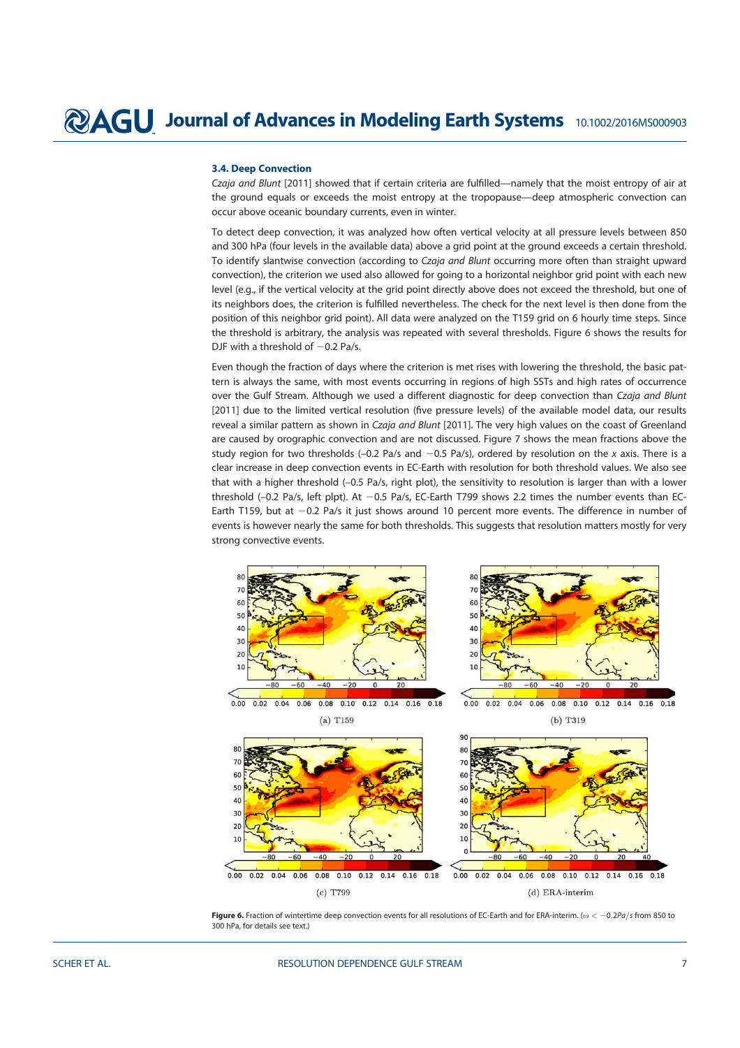### 3.4. Deep Convection

*Czaja and Blunt* [2011] showed that if certain criteria are fulfilled—namely that the moist entropy of air at the ground equals or exceeds the moist entropy at the tropopause—deep atmospheric convection can occur above oceanic boundary currents, even in winter.

To detect deep convection, it was analyzed how often vertical velocity at all pressure levels between 850 and 300 hPa (four levels in the available data) above a grid point at the ground exceeds a certain threshold. To identify slantwise convection (according to *Czaja and Blunt* occurring more often than straight upward convection), the criterion we used also allowed for going to a horizontal neighbor grid point with each new level (e.g., if the vertical velocity at the grid point directly above does not exceed the threshold, but one of its neighbors does, the criterion is fulfilled nevertheless. The check for the next level is then done from the position of this neighbor grid point). All data were analyzed on the T159 grid on 6 hourly time steps. Since the threshold is arbitrary, the analysis was repeated with several thresholds. Figure 6 shows the results for DJF with a threshold of −0.2 Pa/s.

Even though the fraction of days where the criterion is met rises with lowering the threshold, the basic pattern is always the same, with most events occurring in regions of high SSTs and high rates of occurrence over the Gulf Stream. Although we used a different diagnostic for deep convection than *Czaja and Blunt* [2011] due to the limited vertical resolution (five pressure levels) of the available model data, our results reveal a similar pattern as shown in *Czaja and Blunt* [2011]. The very high values on the coast of Greenland are caused by orographic convection and are not discussed. Figure 7 shows the mean fractions above the study region for two thresholds (−0.2 Pa/s and −0.5 Pa/s), ordered by resolution on the *x* axis. There is a clear increase in deep convection events in EC-Earth with resolution for both threshold values. We also see that with a higher threshold (−0.5 Pa/s, right plot), the sensitivity to resolution is larger than with a lower threshold (−0.2 Pa/s, left plpt). At −0.5 Pa/s, EC-Earth T799 shows 2.2 times the number events than EC-Earth T159, but at −0.2 Pa/s it just shows around 10 percent more events. The difference in number of events is however nearly the same for both thresholds. This suggests that resolution matters mostly for very strong convective events.

(a) T159

(b) T319

(c) T799

(d) ERA-interim

**Figure 6.** Fraction of wintertime deep convection events for all resolutions of EC-Earth and for ERA-interim. ($\omega < -0.2Pa/s$ from 850 to 300 hPa, for details see text.)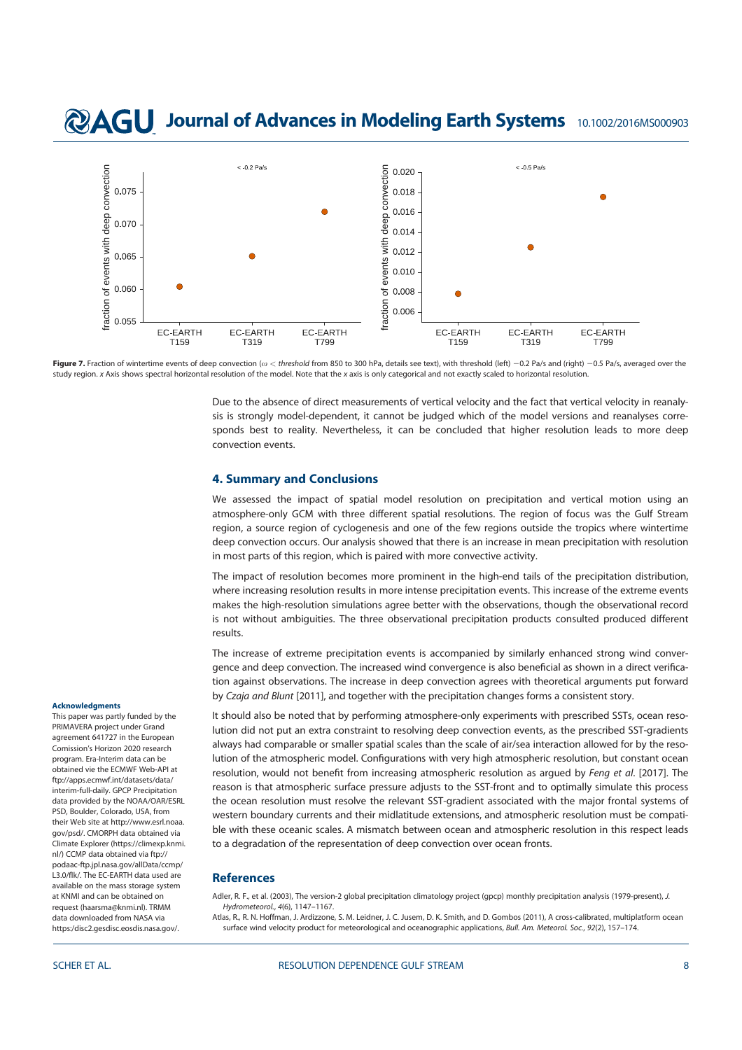< -0.2 Pa/s

fraction of events with deep convection

0.075
0.070
0.065
0.060
0.055

EC-EARTH T159
EC-EARTH T319
EC-EARTH T799

< -0.5 Pa/s

fraction of events with deep convection

0.020
0.018
0.016
0.014
0.012
0.010
0.008
0.006

EC-EARTH T159
EC-EARTH T319
EC-EARTH T799

**Figure 7.** Fraction of wintertime events of deep convection ($\omega <$ *threshold* from 850 to 300 hPa, details see text), with threshold (left) −0.2 Pa/s and (right) −0.5 Pa/s, averaged over the study region. *x* Axis shows spectral horizontal resolution of the model. Note that the *x* axis is only categorical and not exactly scaled to horizontal resolution.

Due to the absence of direct measurements of vertical velocity and the fact that vertical velocity in reanalysis is strongly model-dependent, it cannot be judged which of the model versions and reanalyses corresponds best to reality. Nevertheless, it can be concluded that higher resolution leads to more deep convection events.

## 4. Summary and Conclusions

We assessed the impact of spatial model resolution on precipitation and vertical motion using an atmosphere-only GCM with three different spatial resolutions. The region of focus was the Gulf Stream region, a source region of cyclogenesis and one of the few regions outside the tropics where wintertime deep convection occurs. Our analysis showed that there is an increase in mean precipitation with resolution in most parts of this region, which is paired with more convective activity.

The impact of resolution becomes more prominent in the high-end tails of the precipitation distribution, where increasing resolution results in more intense precipitation events. This increase of the extreme events makes the high-resolution simulations agree better with the observations, though the observational record is not without ambiguities. The three observational precipitation products consulted produced different results.

The increase of extreme precipitation events is accompanied by similarly enhanced strong wind convergence and deep convection. The increased wind convergence is also beneficial as shown in a direct verification against observations. The increase in deep convection agrees with theoretical arguments put forward by *Czaja and Blunt* [2011], and together with the precipitation changes forms a consistent story.

It should also be noted that by performing atmosphere-only experiments with prescribed SSTs, ocean resolution did not put an extra constraint to resolving deep convection events, as the prescribed SST-gradients always had comparable or smaller spatial scales than the scale of air/sea interaction allowed for by the resolution of the atmospheric model. Configurations with very high atmospheric resolution, but constant ocean resolution, would not benefit from increasing atmospheric resolution as argued by *Feng et al*. [2017]. The reason is that atmospheric surface pressure adjusts to the SST-front and to optimally simulate this process the ocean resolution must resolve the relevant SST-gradient associated with the major frontal systems of western boundary currents and their midlatitude extensions, and atmospheric resolution must be compatible with these oceanic scales. A mismatch between ocean and atmospheric resolution in this respect leads to a degradation of the representation of deep convection over ocean fronts.

**Acknowledgments**

This paper was partly funded by the PRIMAVERA project under Grand agreement 641727 in the European Comission's Horizon 2020 research program. Era-Interim data can be obtained vie the ECMWF Web-API at ftp://apps.ecmwf.int/datasets/data/interim-full-daily. GPCP Precipitation data provided by the NOAA/OAR/ESRL PSD, Boulder, Colorado, USA, from their Web site at http://www.esrl.noaa.gov/psd/. CMORPH data obtained via Climate Explorer (https://climexp.knmi.nl/) CCMP data obtained via ftp://podaac-ftp.jpl.nasa.gov/allData/ccmp/L3.0/flk/. The EC-EARTH data used are available on the mass storage system at KNMI and can be obtained on request (haarsma@knmi.nl). TRMM data downloaded from NASA via https:/disc2.gesdisc.eosdis.nasa.gov/.

## References

Adler, R. F., et al. (2003), The version-2 global precipitation climatology project (gpcp) monthly precipitation analysis (1979-present), *J. Hydrometeorol.*, *4*(6), 1147–1167.

Atlas, R., R. N. Hoffman, J. Ardizzone, S. M. Leidner, J. C. Jusem, D. K. Smith, and D. Gombos (2011), A cross-calibrated, multiplatform ocean surface wind velocity product for meteorological and oceanographic applications, *Bull. Am. Meteorol. Soc.*, *92*(2), 157–174.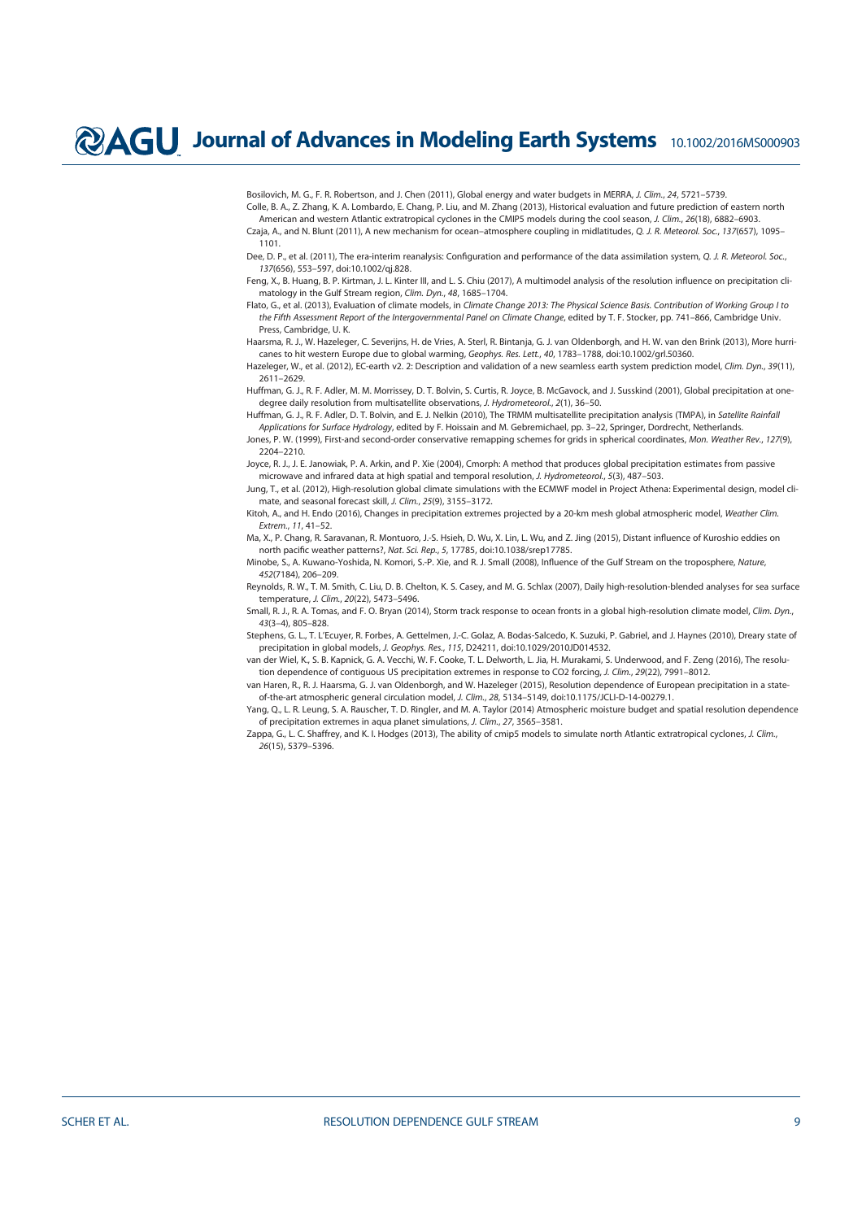Bosilovich, M. G., F. R. Robertson, and J. Chen (2011), Global energy and water budgets in MERRA, *J. Clim.*, *24*, 5721–5739.

Colle, B. A., Z. Zhang, K. A. Lombardo, E. Chang, P. Liu, and M. Zhang (2013), Historical evaluation and future prediction of eastern north American and western Atlantic extratropical cyclones in the CMIP5 models during the cool season, *J. Clim.*, *26*(18), 6882–6903.

Czaja, A., and N. Blunt (2011), A new mechanism for ocean–atmosphere coupling in midlatitudes, *Q. J. R. Meteorol. Soc.*, *137*(657), 1095–1101.

Dee, D. P., et al. (2011), The era-interim reanalysis: Configuration and performance of the data assimilation system, *Q. J. R. Meteorol. Soc.*, *137*(656), 553–597, doi:10.1002/qj.828.

Feng, X., B. Huang, B. P. Kirtman, J. L. Kinter III, and L. S. Chiu (2017), A multimodel analysis of the resolution influence on precipitation climatology in the Gulf Stream region, *Clim. Dyn.*, *48*, 1685–1704.

Flato, G., et al. (2013), Evaluation of climate models, in *Climate Change 2013: The Physical Science Basis. Contribution of Working Group I to the Fifth Assessment Report of the Intergovernmental Panel on Climate Change*, edited by T. F. Stocker, pp. 741–866, Cambridge Univ. Press, Cambridge, U. K.

Haarsma, R. J., W. Hazeleger, C. Severijns, H. de Vries, A. Sterl, R. Bintanja, G. J. van Oldenborgh, and H. W. van den Brink (2013), More hurricanes to hit western Europe due to global warming, *Geophys. Res. Lett.*, *40*, 1783–1788, doi:10.1002/grl.50360.

Hazeleger, W., et al. (2012), EC-earth v2. 2: Description and validation of a new seamless earth system prediction model, *Clim. Dyn.*, *39*(11), 2611–2629.

Huffman, G. J., R. F. Adler, M. M. Morrissey, D. T. Bolvin, S. Curtis, R. Joyce, B. McGavock, and J. Susskind (2001), Global precipitation at one-degree daily resolution from multisatellite observations, *J. Hydrometeorol.*, *2*(1), 36–50.

Huffman, G. J., R. F. Adler, D. T. Bolvin, and E. J. Nelkin (2010), The TRMM multisatellite precipitation analysis (TMPA), in *Satellite Rainfall Applications for Surface Hydrology*, edited by F. Hoissain and M. Gebremichael, pp. 3–22, Springer, Dordrecht, Netherlands.

Jones, P. W. (1999), First-and second-order conservative remapping schemes for grids in spherical coordinates, *Mon. Weather Rev.*, *127*(9), 2204–2210.

Joyce, R. J., J. E. Janowiak, P. A. Arkin, and P. Xie (2004), Cmorph: A method that produces global precipitation estimates from passive microwave and infrared data at high spatial and temporal resolution, *J. Hydrometeorol.*, *5*(3), 487–503.

Jung, T., et al. (2012), High-resolution global climate simulations with the ECMWF model in Project Athena: Experimental design, model climate, and seasonal forecast skill, *J. Clim.*, *25*(9), 3155–3172.

Kitoh, A., and H. Endo (2016), Changes in precipitation extremes projected by a 20-km mesh global atmospheric model, *Weather Clim. Extrem.*, *11*, 41–52.

Ma, X., P. Chang, R. Saravanan, R. Montuoro, J.-S. Hsieh, D. Wu, X. Lin, L. Wu, and Z. Jing (2015), Distant influence of Kuroshio eddies on north pacific weather patterns?, *Nat. Sci. Rep.*, *5*, 17785, doi:10.1038/srep17785.

Minobe, S., A. Kuwano-Yoshida, N. Komori, S.-P. Xie, and R. J. Small (2008), Influence of the Gulf Stream on the troposphere, *Nature*, *452*(7184), 206–209.

Reynolds, R. W., T. M. Smith, C. Liu, D. B. Chelton, K. S. Casey, and M. G. Schlax (2007), Daily high-resolution-blended analyses for sea surface temperature, *J. Clim.*, *20*(22), 5473–5496.

Small, R. J., R. A. Tomas, and F. O. Bryan (2014), Storm track response to ocean fronts in a global high-resolution climate model, *Clim. Dyn.*, *43*(3–4), 805–828.

Stephens, G. L., T. L'Ecuyer, R. Forbes, A. Gettelmen, J.-C. Golaz, A. Bodas-Salcedo, K. Suzuki, P. Gabriel, and J. Haynes (2010), Dreary state of precipitation in global models, *J. Geophys. Res.*, *115*, D24211, doi:10.1029/2010JD014532.

van der Wiel, K., S. B. Kapnick, G. A. Vecchi, W. F. Cooke, T. L. Delworth, L. Jia, H. Murakami, S. Underwood, and F. Zeng (2016), The resolution dependence of contiguous US precipitation extremes in response to CO2 forcing, *J. Clim.*, *29*(22), 7991–8012.

van Haren, R., R. J. Haarsma, G. J. van Oldenborgh, and W. Hazeleger (2015), Resolution dependence of European precipitation in a state-of-the-art atmospheric general circulation model, *J. Clim.*, *28*, 5134–5149, doi:10.1175/JCLI-D-14-00279.1.

Yang, Q., L. R. Leung, S. A. Rauscher, T. D. Ringler, and M. A. Taylor (2014) Atmospheric moisture budget and spatial resolution dependence of precipitation extremes in aqua planet simulations, *J. Clim.*, *27*, 3565–3581.

Zappa, G., L. C. Shaffrey, and K. I. Hodges (2013), The ability of cmip5 models to simulate north Atlantic extratropical cyclones, *J. Clim.*, *26*(15), 5379–5396.